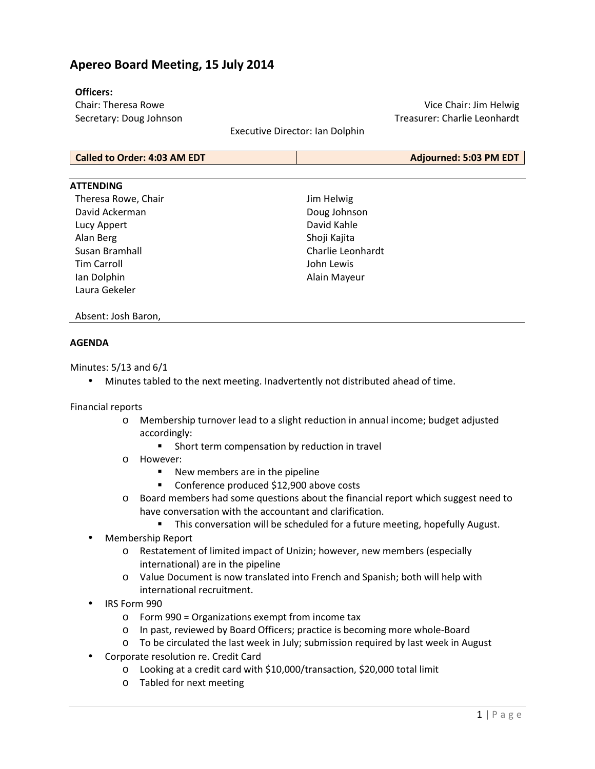# Apereo Board Meeting, 15 July 2014

**Officers:**

Chair: Theresa Rowe
Vice Chair: Jim Helwig
Secretary: Doug Johnson
Treasurer: Charlie Leonhardt
Executive Director: Ian Dolphin

| **Called to Order: 4:03 AM EDT** | **Adjourned: 5:03 PM EDT** |
|---|---|

**ATTENDING**

Theresa Rowe, Chair
David Ackerman
Lucy Appert
Alan Berg
Susan Bramhall
Tim Carroll
Ian Dolphin
Laura Gekeler
Jim Helwig
Doug Johnson
David Kahle
Shoji Kajita
Charlie Leonhardt
John Lewis
Alain Mayeur

Absent: Josh Baron,

**AGENDA**

Minutes: 5/13 and 6/1

- Minutes tabled to the next meeting. Inadvertently not distributed ahead of time.

Financial reports

- Membership turnover lead to a slight reduction in annual income; budget adjusted accordingly:
  - Short term compensation by reduction in travel
- However:
  - New members are in the pipeline
  - Conference produced $12,900 above costs
- Board members had some questions about the financial report which suggest need to have conversation with the accountant and clarification.
  - This conversation will be scheduled for a future meeting, hopefully August.

- Membership Report
  - Restatement of limited impact of Unizin; however, new members (especially international) are in the pipeline
  - Value Document is now translated into French and Spanish; both will help with international recruitment.
- IRS Form 990
  - Form 990 = Organizations exempt from income tax
  - In past, reviewed by Board Officers; practice is becoming more whole-Board
  - To be circulated the last week in July; submission required by last week in August
- Corporate resolution re. Credit Card
  - Looking at a credit card with $10,000/transaction, $20,000 total limit
  - Tabled for next meeting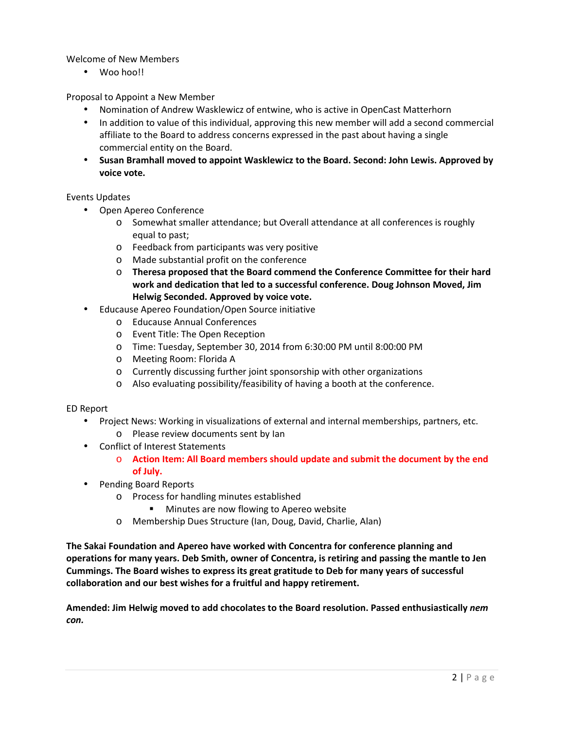Welcome of New Members

- Woo hoo!!

Proposal to Appoint a New Member

- Nomination of Andrew Wasklewicz of entwine, who is active in OpenCast Matterhorn
- In addition to value of this individual, approving this new member will add a second commercial affiliate to the Board to address concerns expressed in the past about having a single commercial entity on the Board.
- **Susan Bramhall moved to appoint Wasklewicz to the Board. Second: John Lewis. Approved by voice vote.**

Events Updates

- Open Apereo Conference
  - Somewhat smaller attendance; but Overall attendance at all conferences is roughly equal to past;
  - Feedback from participants was very positive
  - Made substantial profit on the conference
  - **Theresa proposed that the Board commend the Conference Committee for their hard work and dedication that led to a successful conference. Doug Johnson Moved, Jim Helwig Seconded. Approved by voice vote.**
- Educause Apereo Foundation/Open Source initiative
  - Educause Annual Conferences
  - Event Title: The Open Reception
  - Time: Tuesday, September 30, 2014 from 6:30:00 PM until 8:00:00 PM
  - Meeting Room: Florida A
  - Currently discussing further joint sponsorship with other organizations
  - Also evaluating possibility/feasibility of having a booth at the conference.

ED Report

- Project News: Working in visualizations of external and internal memberships, partners, etc.
  - Please review documents sent by Ian
- Conflict of Interest Statements
  - **Action Item: All Board members should update and submit the document by the end of July.**
- Pending Board Reports
  - Process for handling minutes established
    - Minutes are now flowing to Apereo website
  - Membership Dues Structure (Ian, Doug, David, Charlie, Alan)

**The Sakai Foundation and Apereo have worked with Concentra for conference planning and operations for many years. Deb Smith, owner of Concentra, is retiring and passing the mantle to Jen Cummings. The Board wishes to express its great gratitude to Deb for many years of successful collaboration and our best wishes for a fruitful and happy retirement.**

**Amended: Jim Helwig moved to add chocolates to the Board resolution. Passed enthusiastically *nem con.***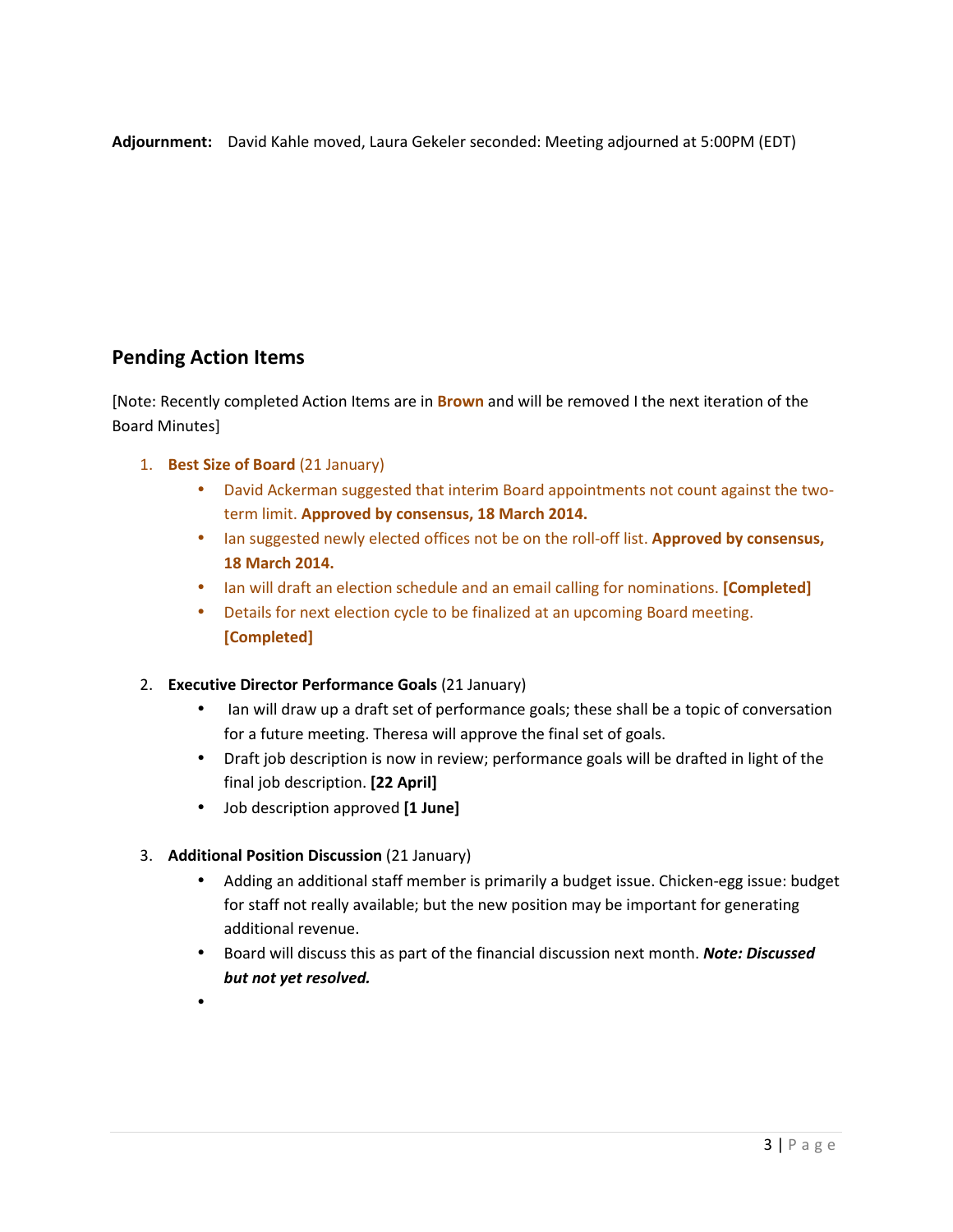**Adjournment:** David Kahle moved, Laura Gekeler seconded: Meeting adjourned at 5:00PM (EDT)

## Pending Action Items

[Note: Recently completed Action Items are in **Brown** and will be removed I the next iteration of the Board Minutes]

1. **Best Size of Board** (21 January)
   - David Ackerman suggested that interim Board appointments not count against the two-term limit. **Approved by consensus, 18 March 2014.**
   - Ian suggested newly elected offices not be on the roll-off list. **Approved by consensus, 18 March 2014.**
   - Ian will draft an election schedule and an email calling for nominations. **[Completed]**
   - Details for next election cycle to be finalized at an upcoming Board meeting. **[Completed]**

2. **Executive Director Performance Goals** (21 January)
   - Ian will draw up a draft set of performance goals; these shall be a topic of conversation for a future meeting. Theresa will approve the final set of goals.
   - Draft job description is now in review; performance goals will be drafted in light of the final job description. **[22 April]**
   - Job description approved **[1 June]**

3. **Additional Position Discussion** (21 January)
   - Adding an additional staff member is primarily a budget issue. Chicken-egg issue: budget for staff not really available; but the new position may be important for generating additional revenue.
   - Board will discuss this as part of the financial discussion next month. ***Note: Discussed but not yet resolved.***
   -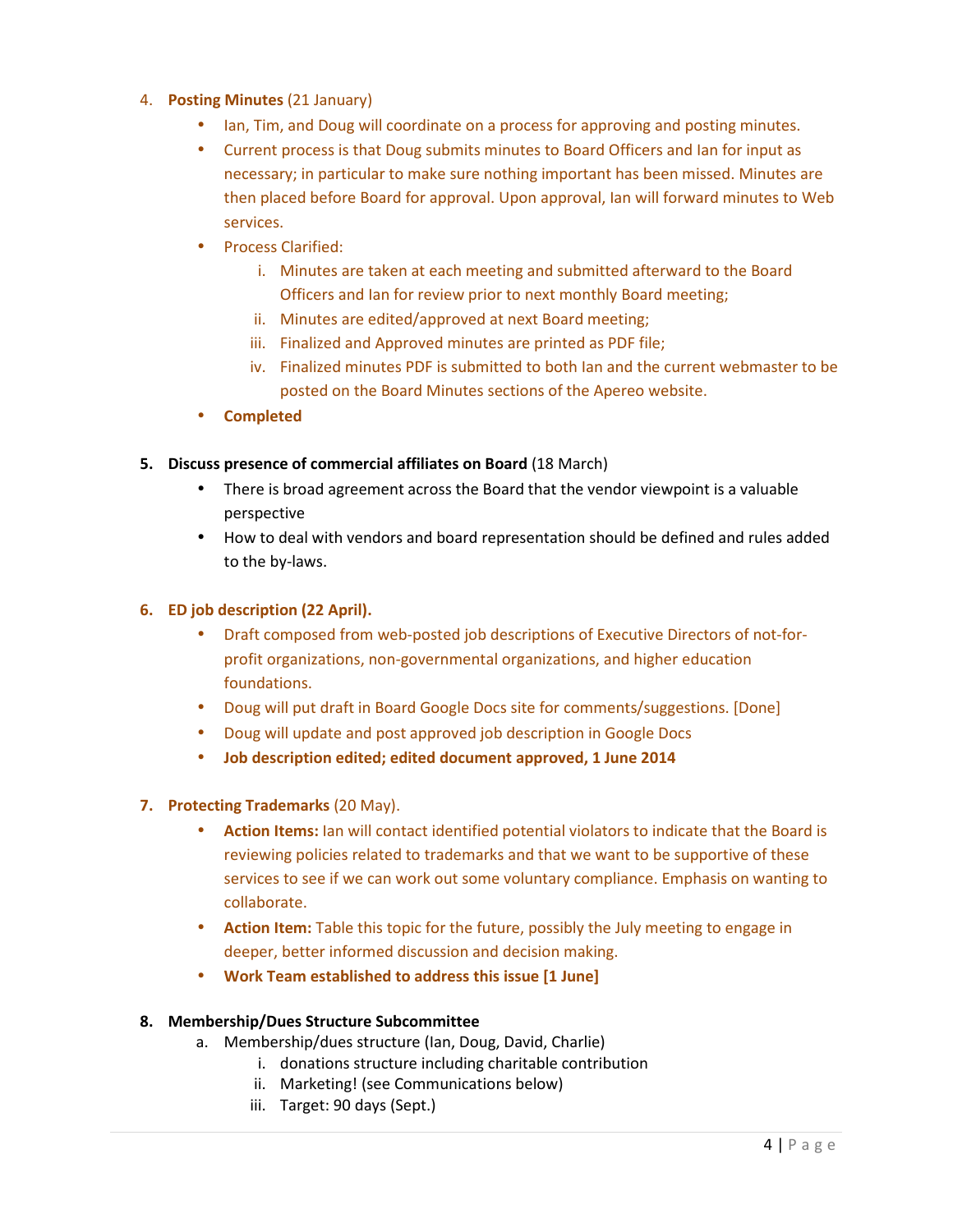4. **Posting Minutes** (21 January)
   - Ian, Tim, and Doug will coordinate on a process for approving and posting minutes.
   - Current process is that Doug submits minutes to Board Officers and Ian for input as necessary; in particular to make sure nothing important has been missed. Minutes are then placed before Board for approval. Upon approval, Ian will forward minutes to Web services.
   - Process Clarified:
     i. Minutes are taken at each meeting and submitted afterward to the Board Officers and Ian for review prior to next monthly Board meeting;
     ii. Minutes are edited/approved at next Board meeting;
     iii. Finalized and Approved minutes are printed as PDF file;
     iv. Finalized minutes PDF is submitted to both Ian and the current webmaster to be posted on the Board Minutes sections of the Apereo website.
   - **Completed**

5. **Discuss presence of commercial affiliates on Board** (18 March)
   - There is broad agreement across the Board that the vendor viewpoint is a valuable perspective
   - How to deal with vendors and board representation should be defined and rules added to the by-laws.

6. **ED job description (22 April).**
   - Draft composed from web-posted job descriptions of Executive Directors of not-for-profit organizations, non-governmental organizations, and higher education foundations.
   - Doug will put draft in Board Google Docs site for comments/suggestions. [Done]
   - Doug will update and post approved job description in Google Docs
   - **Job description edited; edited document approved, 1 June 2014**

7. **Protecting Trademarks** (20 May).
   - **Action Items:** Ian will contact identified potential violators to indicate that the Board is reviewing policies related to trademarks and that we want to be supportive of these services to see if we can work out some voluntary compliance. Emphasis on wanting to collaborate.
   - **Action Item:** Table this topic for the future, possibly the July meeting to engage in deeper, better informed discussion and decision making.
   - **Work Team established to address this issue [1 June]**

8. **Membership/Dues Structure Subcommittee**
   a. Membership/dues structure (Ian, Doug, David, Charlie)
      i. donations structure including charitable contribution
      ii. Marketing! (see Communications below)
      iii. Target: 90 days (Sept.)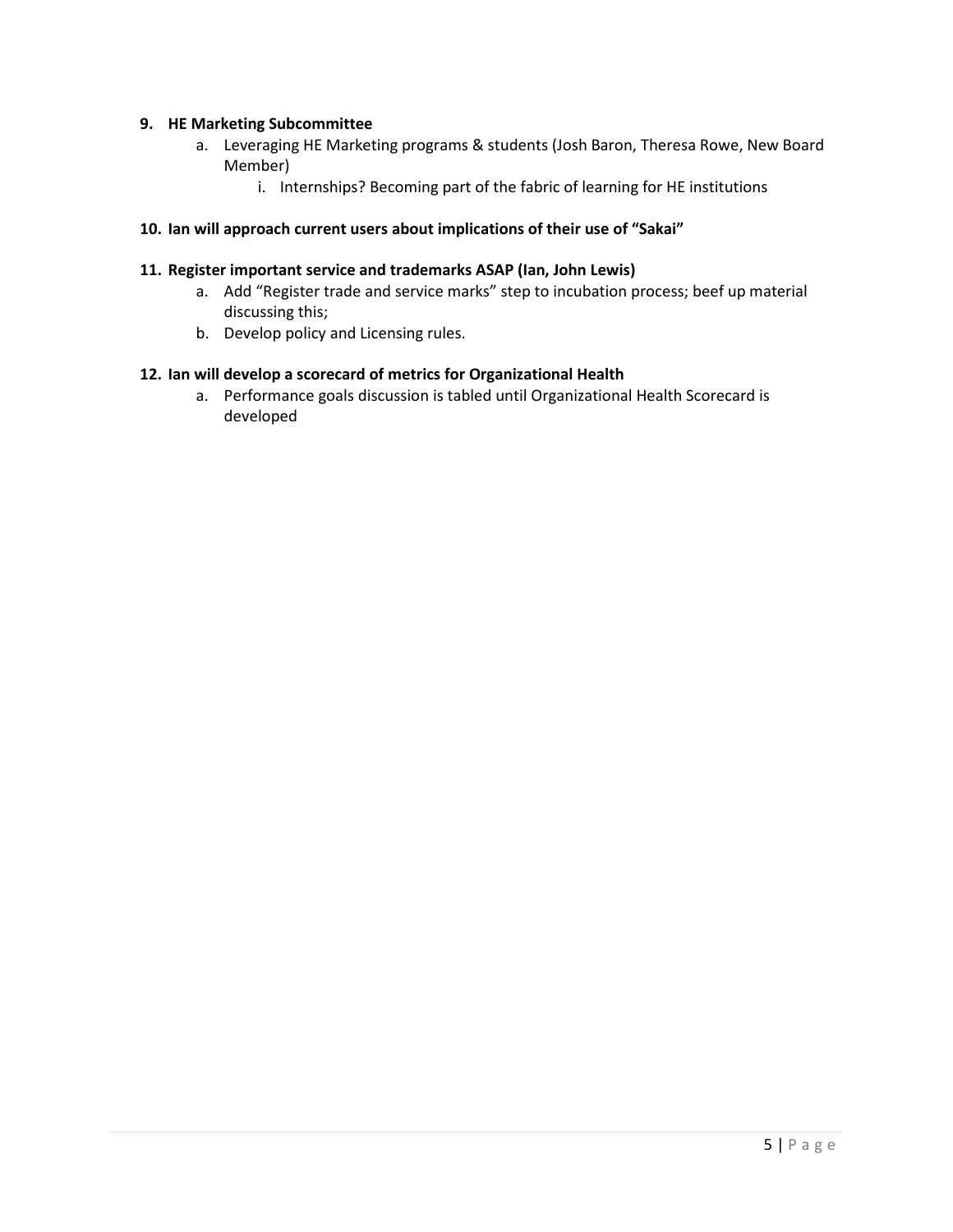**9. HE Marketing Subcommittee**

   a. Leveraging HE Marketing programs & students (Josh Baron, Theresa Rowe, New Board Member)

      i. Internships? Becoming part of the fabric of learning for HE institutions

**10. Ian will approach current users about implications of their use of "Sakai"**

**11. Register important service and trademarks ASAP (Ian, John Lewis)**

   a. Add "Register trade and service marks" step to incubation process; beef up material discussing this;

   b. Develop policy and Licensing rules.

**12. Ian will develop a scorecard of metrics for Organizational Health**

   a. Performance goals discussion is tabled until Organizational Health Scorecard is developed